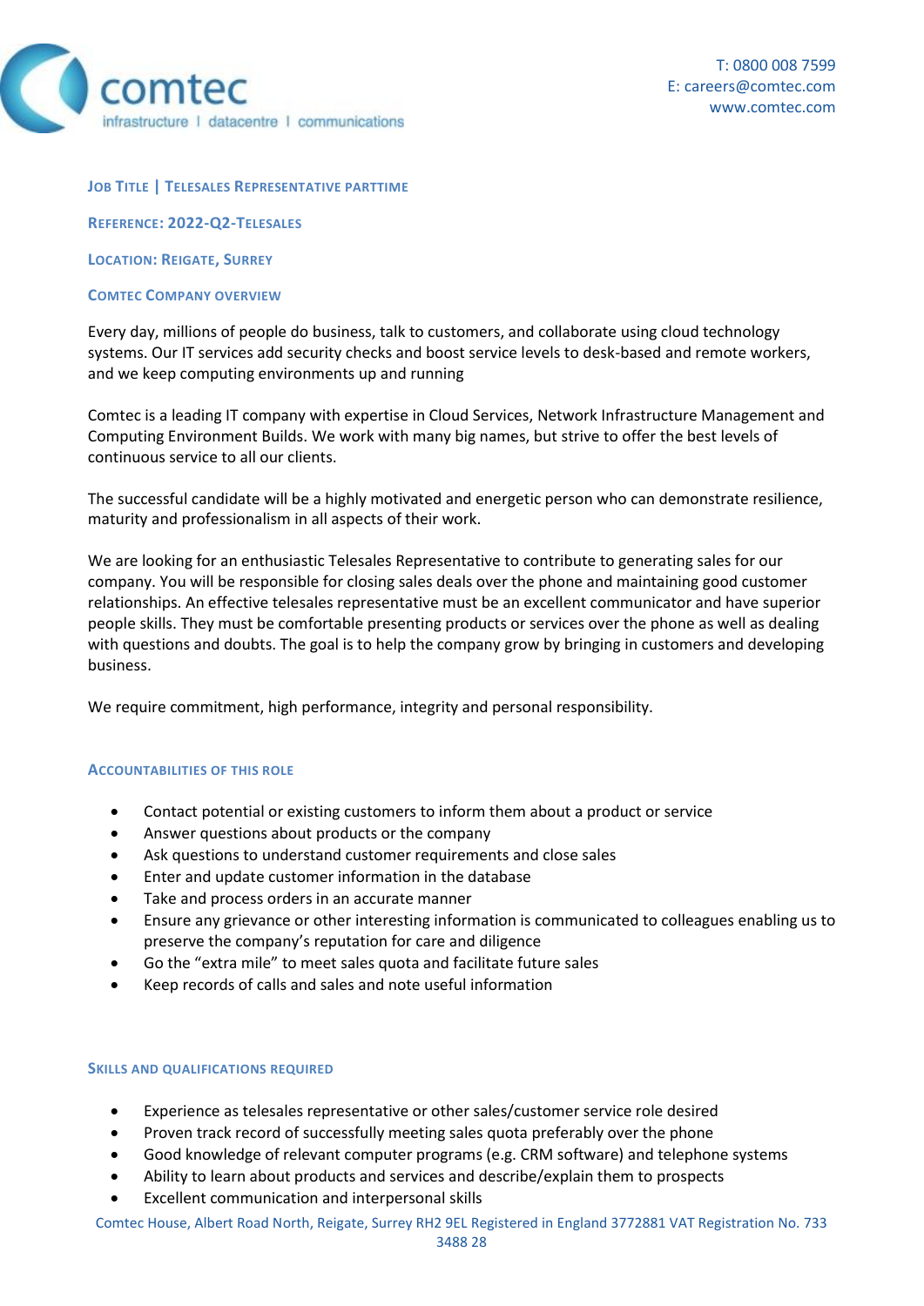comtec

infrastructure | datacentre | communications

T: 0800 008 7599
E: careers@comtec.com
www.comtec.com

## Job Title | Telesales Representative parttime

**Reference: 2022-Q2-Telesales**

**Location: Reigate, Surrey**

## Comtec Company overview

Every day, millions of people do business, talk to customers, and collaborate using cloud technology systems. Our IT services add security checks and boost service levels to desk-based and remote workers, and we keep computing environments up and running

Comtec is a leading IT company with expertise in Cloud Services, Network Infrastructure Management and Computing Environment Builds. We work with many big names, but strive to offer the best levels of continuous service to all our clients.

The successful candidate will be a highly motivated and energetic person who can demonstrate resilience, maturity and professionalism in all aspects of their work.

We are looking for an enthusiastic Telesales Representative to contribute to generating sales for our company. You will be responsible for closing sales deals over the phone and maintaining good customer relationships. An effective telesales representative must be an excellent communicator and have superior people skills. They must be comfortable presenting products or services over the phone as well as dealing with questions and doubts. The goal is to help the company grow by bringing in customers and developing business.

We require commitment, high performance, integrity and personal responsibility.

## Accountabilities of this role

- Contact potential or existing customers to inform them about a product or service
- Answer questions about products or the company
- Ask questions to understand customer requirements and close sales
- Enter and update customer information in the database
- Take and process orders in an accurate manner
- Ensure any grievance or other interesting information is communicated to colleagues enabling us to preserve the company's reputation for care and diligence
- Go the "extra mile" to meet sales quota and facilitate future sales
- Keep records of calls and sales and note useful information

## Skills and qualifications required

- Experience as telesales representative or other sales/customer service role desired
- Proven track record of successfully meeting sales quota preferably over the phone
- Good knowledge of relevant computer programs (e.g. CRM software) and telephone systems
- Ability to learn about products and services and describe/explain them to prospects
- Excellent communication and interpersonal skills

Comtec House, Albert Road North, Reigate, Surrey RH2 9EL Registered in England 3772881 VAT Registration No. 733 3488 28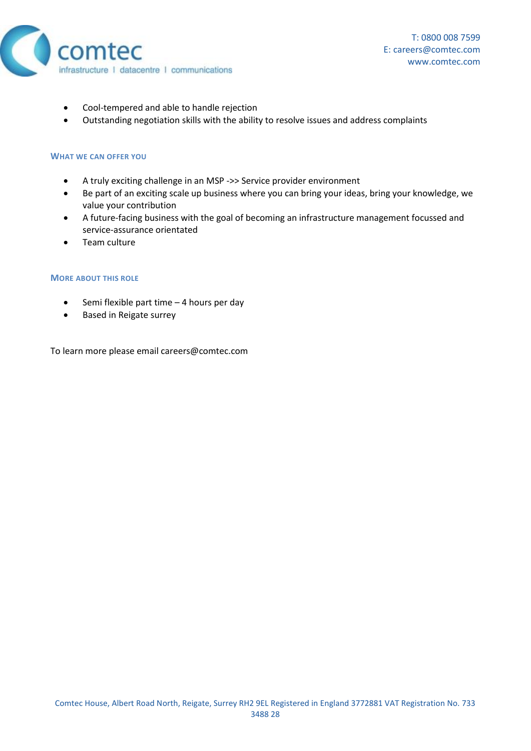- Cool-tempered and able to handle rejection
- Outstanding negotiation skills with the ability to resolve issues and address complaints

### WHAT WE CAN OFFER YOU

- A truly exciting challenge in an MSP ->> Service provider environment
- Be part of an exciting scale up business where you can bring your ideas, bring your knowledge, we value your contribution
- A future-facing business with the goal of becoming an infrastructure management focussed and service-assurance orientated
- Team culture

### MORE ABOUT THIS ROLE

- Semi flexible part time – 4 hours per day
- Based in Reigate surrey

To learn more please email careers@comtec.com